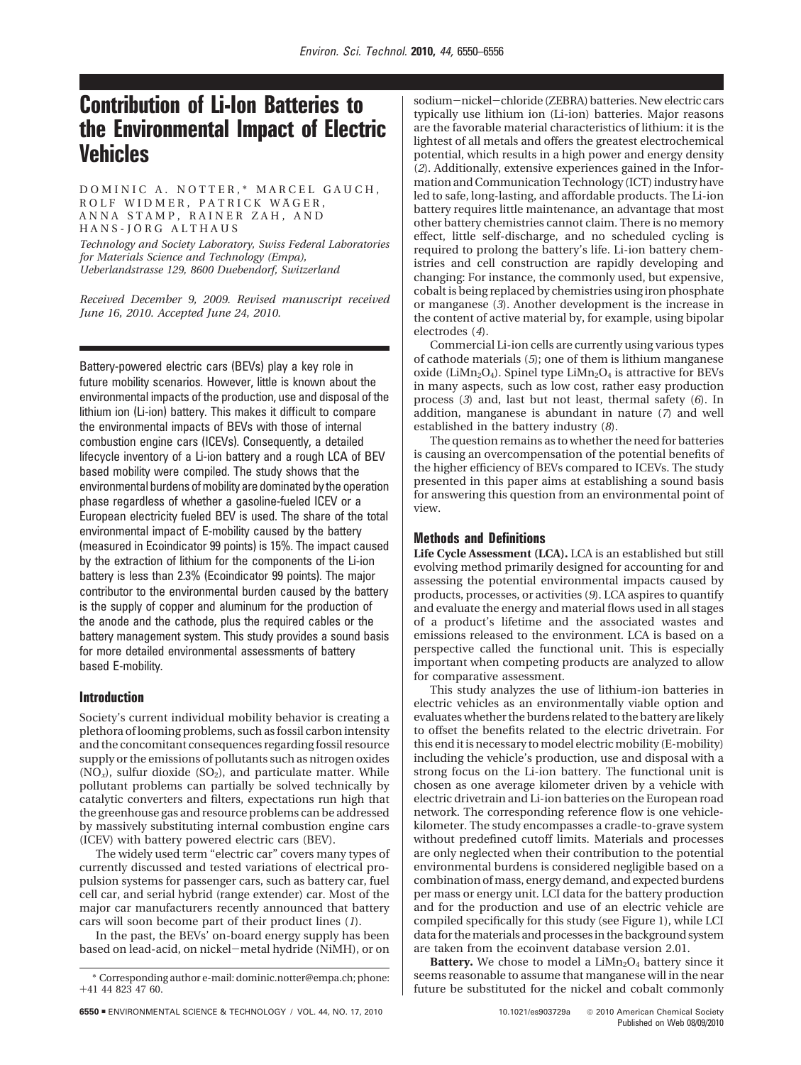# Contribution of Li-Ion Batteries to the Environmental Impact of Electric Vehicles

DOMINIC A. NOTTER,* MARCEL GAUCH, ROLF WIDMER, PATRICK WÄGER, ANNA STAMP, RAINER ZAH, AND HANS-JÖRG ALTHAUS

*Technology and Society Laboratory, Swiss Federal Laboratories for Materials Science and Technology (Empa), Ueberlandstrasse 129, 8600 Duebendorf, Switzerland*

*Received December 9, 2009. Revised manuscript received June 16, 2010. Accepted June 24, 2010.*

Battery-powered electric cars (BEVs) play a key role in future mobility scenarios. However, little is known about the environmental impacts of the production, use and disposal of the lithium ion (Li-ion) battery. This makes it difficult to compare the environmental impacts of BEVs with those of internal combustion engine cars (ICEVs). Consequently, a detailed lifecycle inventory of a Li-ion battery and a rough LCA of BEV based mobility were compiled. The study shows that the environmental burdens of mobility are dominated by the operation phase regardless of whether a gasoline-fueled ICEV or a European electricity fueled BEV is used. The share of the total environmental impact of E-mobility caused by the battery (measured in Ecoindicator 99 points) is 15%. The impact caused by the extraction of lithium for the components of the Li-ion battery is less than 2.3% (Ecoindicator 99 points). The major contributor to the environmental burden caused by the battery is the supply of copper and aluminum for the production of the anode and the cathode, plus the required cables or the battery management system. This study provides a sound basis for more detailed environmental assessments of battery based E-mobility.

## Introduction

Society's current individual mobility behavior is creating a plethora of looming problems, such as fossil carbon intensity and the concomitant consequences regarding fossil resource supply or the emissions of pollutants such as nitrogen oxides ($NO_x$), sulfur dioxide ($SO_2$), and particulate matter. While pollutant problems can partially be solved technically by catalytic converters and filters, expectations run high that the greenhouse gas and resource problems can be addressed by massively substituting internal combustion engine cars (ICEV) with battery powered electric cars (BEV).

The widely used term "electric car" covers many types of currently discussed and tested variations of electrical propulsion systems for passenger cars, such as battery car, fuel cell car, and serial hybrid (range extender) car. Most of the major car manufacturers recently announced that battery cars will soon become part of their product lines (*1*).

In the past, the BEVs' on-board energy supply has been based on lead-acid, on nickel−metal hydride (NiMH), or on sodium−nickel−chloride (ZEBRA) batteries. New electric cars typically use lithium ion (Li-ion) batteries. Major reasons are the favorable material characteristics of lithium: it is the lightest of all metals and offers the greatest electrochemical potential, which results in a high power and energy density (*2*). Additionally, extensive experiences gained in the Information and Communication Technology (ICT) industry have led to safe, long-lasting, and affordable products. The Li-ion battery requires little maintenance, an advantage that most other battery chemistries cannot claim. There is no memory effect, little self-discharge, and no scheduled cycling is required to prolong the battery's life. Li-ion battery chemistries and cell construction are rapidly developing and changing: For instance, the commonly used, but expensive, cobalt is being replaced by chemistries using iron phosphate or manganese (*3*). Another development is the increase in the content of active material by, for example, using bipolar electrodes (*4*).

Commercial Li-ion cells are currently using various types of cathode materials (*5*); one of them is lithium manganese oxide ($LiMn_2O_4$). Spinel type $LiMn_2O_4$ is attractive for BEVs in many aspects, such as low cost, rather easy production process (*3*) and, last but not least, thermal safety (*6*). In addition, manganese is abundant in nature (*7*) and well established in the battery industry (*8*).

The question remains as to whether the need for batteries is causing an overcompensation of the potential benefits of the higher efficiency of BEVs compared to ICEVs. The study presented in this paper aims at establishing a sound basis for answering this question from an environmental point of view.

## Methods and Definitions

**Life Cycle Assessment (LCA).** LCA is an established but still evolving method primarily designed for accounting for and assessing the potential environmental impacts caused by products, processes, or activities (*9*). LCA aspires to quantify and evaluate the energy and material flows used in all stages of a product's lifetime and the associated wastes and emissions released to the environment. LCA is based on a perspective called the functional unit. This is especially important when competing products are analyzed to allow for comparative assessment.

This study analyzes the use of lithium-ion batteries in electric vehicles as an environmentally viable option and evaluates whether the burdens related to the battery are likely to offset the benefits related to the electric drivetrain. For this end it is necessary to model electric mobility (E-mobility) including the vehicle's production, use and disposal with a strong focus on the Li-ion battery. The functional unit is chosen as one average kilometer driven by a vehicle with electric drivetrain and Li-ion batteries on the European road network. The corresponding reference flow is one vehicle-kilometer. The study encompasses a cradle-to-grave system without predefined cutoff limits. Materials and processes are only neglected when their contribution to the potential environmental burdens is considered negligible based on a combination of mass, energy demand, and expected burdens per mass or energy unit. LCI data for the battery production and for the production and use of an electric vehicle are compiled specifically for this study (see Figure 1), while LCI data for the materials and processes in the background system are taken from the ecoinvent database version 2.01.

**Battery.** We chose to model a $LiMn_2O_4$ battery since it seems reasonable to assume that manganese will in the near future be substituted for the nickel and cobalt commonly

\* Corresponding author e-mail: dominic.notter@empa.ch; phone: +41 44 823 47 60.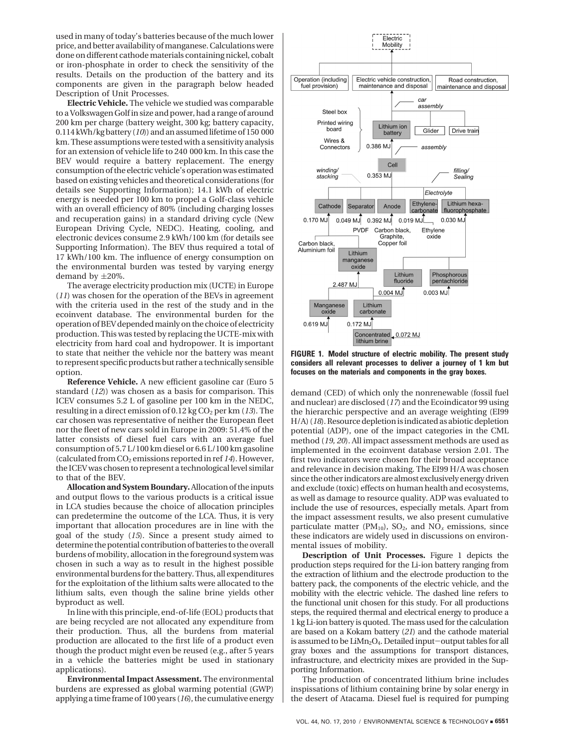used in many of today's batteries because of the much lower price, and better availability of manganese. Calculations were done on different cathode materials containing nickel, cobalt or iron-phosphate in order to check the sensitivity of the results. Details on the production of the battery and its components are given in the paragraph below headed Description of Unit Processes.

**Electric Vehicle.** The vehicle we studied was comparable to a Volkswagen Golf in size and power, had a range of around 200 km per charge (battery weight, 300 kg; battery capacity, 0.114 kWh/kg battery (*10*)) and an assumed lifetime of 150 000 km. These assumptions were tested with a sensitivity analysis for an extension of vehicle life to 240 000 km. In this case the BEV would require a battery replacement. The energy consumption of the electric vehicle's operation was estimated based on existing vehicles and theoretical considerations (for details see Supporting Information); 14.1 kWh of electric energy is needed per 100 km to propel a Golf-class vehicle with an overall efficiency of 80% (including charging losses and recuperation gains) in a standard driving cycle (New European Driving Cycle, NEDC). Heating, cooling, and electronic devices consume 2.9 kWh/100 km (for details see Supporting Information). The BEV thus required a total of 17 kWh/100 km. The influence of energy consumption on the environmental burden was tested by varying energy demand by ±20%.

The average electricity production mix (UCTE) in Europe (*11*) was chosen for the operation of the BEVs in agreement with the criteria used in the rest of the study and in the ecoinvent database. The environmental burden for the operation of BEV depended mainly on the choice of electricity production. This was tested by replacing the UCTE-mix with electricity from hard coal and hydropower. It is important to state that neither the vehicle nor the battery was meant to represent specific products but rather a technically sensible option.

**Reference Vehicle.** A new efficient gasoline car (Euro 5 standard (*12*)) was chosen as a basis for comparison. This ICEV consumes 5.2 L of gasoline per 100 km in the NEDC, resulting in a direct emission of 0.12 kg $CO_2$ per km (*13*). The car chosen was representative of neither the European fleet nor the fleet of new cars sold in Europe in 2009: 51.4% of the latter consists of diesel fuel cars with an average fuel consumption of 5.7 L/100 km diesel or 6.6 L/100 km gasoline (calculated from $CO_2$ emissions reported in ref *14*). However, the ICEV was chosen to represent a technological level similar to that of the BEV.

**Allocation and System Boundary.** Allocation of the inputs and output flows to the various products is a critical issue in LCA studies because the choice of allocation principles can predetermine the outcome of the LCA. Thus, it is very important that allocation procedures are in line with the goal of the study (*15*). Since a present study aimed to determine the potential contribution of batteries to the overall burdens of mobility, allocation in the foreground system was chosen in such a way as to result in the highest possible environmental burdens for the battery. Thus, all expenditures for the exploitation of the lithium salts were allocated to the lithium salts, even though the saline brine yields other byproduct as well.

In line with this principle, end-of-life (EOL) products that are being recycled are not allocated any expenditure from their production. Thus, all the burdens from material production are allocated to the first life of a product even though the product might even be reused (e.g., after 5 years in a vehicle the batteries might be used in stationary applications).

**Environmental Impact Assessment.** The environmental burdens are expressed as global warming potential (GWP) applying a time frame of 100 years (*16*), the cumulative energy demand (CED) of which only the nonrenewable (fossil fuel and nuclear) are disclosed (*17*) and the Ecoindicator 99 using the hierarchic perspective and an average weighting (EI99 H/A) (*18*). Resource depletion is indicated as abiotic depletion potential (ADP), one of the impact categories in the CML method (*19, 20*). All impact assessment methods are used as implemented in the ecoinvent database version 2.01. The first two indicators were chosen for their broad acceptance and relevance in decision making. The EI99 H/A was chosen since the other indicators are almost exclusively energy driven and exclude (toxic) effects on human health and ecosystems, as well as damage to resource quality. ADP was evaluated to include the use of resources, especially metals. Apart from the impact assessment results, we also present cumulative particulate matter ($PM_{10}$), $SO_2$, and $NO_x$ emissions, since these indicators are widely used in discussions on environmental issues of mobility.

**FIGURE 1. Model structure of electric mobility. The present study considers all relevant processes to deliver a journey of 1 km but focuses on the materials and components in the gray boxes.**

**Description of Unit Processes.** Figure 1 depicts the production steps required for the Li-ion battery ranging from the extraction of lithium and the electrode production to the battery pack, the components of the electric vehicle, and the mobility with the electric vehicle. The dashed line refers to the functional unit chosen for this study. For all productions steps, the required thermal and electrical energy to produce a 1 kg Li-ion battery is quoted. The mass used for the calculation are based on a Kokam battery (*21*) and the cathode material is assumed to be $LiMn_2O_4$. Detailed input−output tables for all gray boxes and the assumptions for transport distances, infrastructure, and electricity mixes are provided in the Supporting Information.

The production of concentrated lithium brine includes inspissations of lithium containing brine by solar energy in the desert of Atacama. Diesel fuel is required for pumping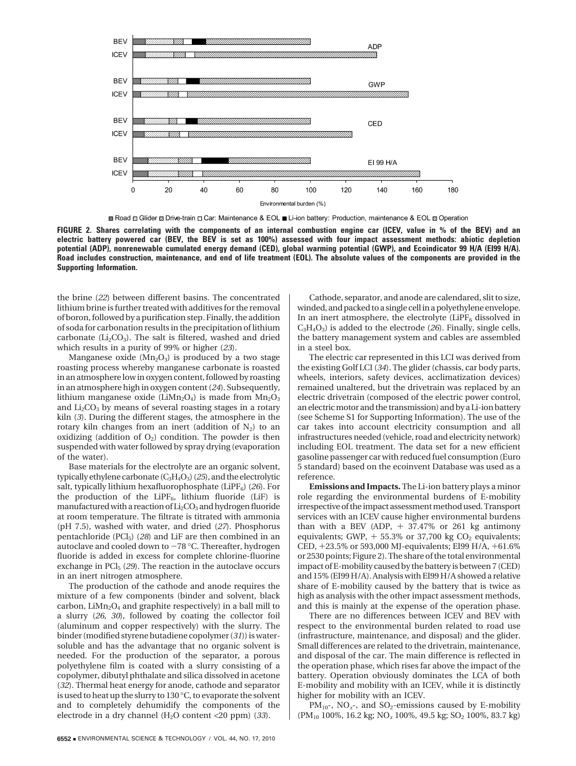BEV

ICEV

ADP

BEV

ICEV

GWP

BEV

ICEV

CED

BEV

ICEV

EI 99 H/A

0 20 40 60 80 100 120 140 160 180

Environmental burden (%)

Road Glider Drive-train Car: Maintenance & EOL Li-ion battery: Production, maintenance & EOL Operation

**FIGURE 2. Shares correlating with the components of an internal combustion engine car (ICEV, value in % of the BEV) and an electric battery powered car (BEV, the BEV is set as 100%) assessed with four impact assessment methods: abiotic depletion potential (ADP), nonrenewable cumulated energy demand (CED), global warming potential (GWP), and Ecoindicator 99 H/A (EI99 H/A). Road includes construction, maintenance, and end of life treatment (EOL). The absolute values of the components are provided in the Supporting Information.**

the brine (*22*) between different basins. The concentrated lithium brine is further treated with additives for the removal of boron, followed by a purification step. Finally, the addition of soda for carbonation results in the precipitation of lithium carbonate ($Li_2CO_3$). The salt is filtered, washed and dried which results in a purity of 99% or higher (*23*).

Manganese oxide ($Mn_2O_3$) is produced by a two stage roasting process whereby manganese carbonate is roasted in an atmosphere low in oxygen content, followed by roasting in an atmosphere high in oxygen content (*24*). Subsequently, lithium manganese oxide ($LiMn_2O_4$) is made from $Mn_2O_3$ and $Li_2CO_3$ by means of several roasting stages in a rotary kiln (*3*). During the different stages, the atmosphere in the rotary kiln changes from an inert (addition of $N_2$) to an oxidizing (addition of $O_2$) condition. The powder is then suspended with water followed by spray drying (evaporation of the water).

Base materials for the electrolyte are an organic solvent, typically ethylene carbonate ($C_3H_4O_3$) (*25*), and the electrolytic salt, typically lithium hexafluorophosphate ($LiPF_6$) (*26*). For the production of the $LiPF_6$, lithium fluoride (LiF) is manufactured with a reaction of $Li_2CO_3$ and hydrogen fluoride at room temperature. The filtrate is titrated with ammonia (pH 7.5), washed with water, and dried (*27*). Phosphorus pentachloride ($PCl_5$) (*28*) and LiF are then combined in an autoclave and cooled down to −78 °C. Thereafter, hydrogen fluoride is added in excess for complete chlorine-fluorine exchange in $PCl_5$ (*29*). The reaction in the autoclave occurs in an inert nitrogen atmosphere.

The production of the cathode and anode requires the mixture of a few components (binder and solvent, black carbon, $LiMn_2O_4$ and graphite respectively) in a ball mill to a slurry (*26, 30*), followed by coating the collector foil (aluminum and copper respectively) with the slurry. The binder (modified styrene butadiene copolymer (*31*)) is water-soluble and has the advantage that no organic solvent is needed. For the production of the separator, a porous polyethylene film is coated with a slurry consisting of a copolymer, dibutyl phthalate and silica dissolved in acetone (*32*). Thermal heat energy for anode, cathode and separator is used to heat up the slurry to 130 °C, to evaporate the solvent and to completely dehumidify the components of the electrode in a dry channel ($H_2O$ content <20 ppm) (*33*).

Cathode, separator, and anode are calendared, slit to size, winded, and packed to a single cell in a polyethylene envelope. In an inert atmosphere, the electrolyte ($LiPF_6$ dissolved in $C_3H_4O_3$) is added to the electrode (*26*). Finally, single cells, the battery management system and cables are assembled in a steel box.

The electric car represented in this LCI was derived from the existing Golf LCI (*34*). The glider (chassis, car body parts, wheels, interiors, safety devices, acclimatization devices) remained unaltered, but the drivetrain was replaced by an electric drivetrain (composed of the electric power control, an electric motor and the transmission) and by a Li-ion battery (see Scheme S1 for Supporting Information). The use of the car takes into account electricity consumption and all infrastructures needed (vehicle, road and electricity network) including EOL treatment. The data set for a new efficient gasoline passenger car with reduced fuel consumption (Euro 5 standard) based on the ecoinvent Database was used as a reference.

**Emissions and Impacts.** The Li-ion battery plays a minor role regarding the environmental burdens of E-mobility irrespective of the impact assessment method used. Transport services with an ICEV cause higher environmental burdens than with a BEV (ADP, + 37.47% or 261 kg antimony equivalents; GWP, + 55.3% or 37,700 kg $CO_2$ equivalents; CED, +23.5% or 593,000 MJ-equivalents; EI99 H/A, +61.6% or 2530 points; Figure 2). The share of the total environmental impact of E-mobility caused by the battery is between 7 (CED) and 15% (EI99 H/A). Analysis with EI99 H/A showed a relative share of E-mobility caused by the battery that is twice as high as analysis with the other impact assessment methods, and this is mainly at the expense of the operation phase.

There are no differences between ICEV and BEV with respect to the environmental burden related to road use (infrastructure, maintenance, and disposal) and the glider. Small differences are related to the drivetrain, maintenance, and disposal of the car. The main difference is reflected in the operation phase, which rises far above the impact of the battery. Operation obviously dominates the LCA of both E-mobility and mobility with an ICEV, while it is distinctly higher for mobility with an ICEV.

$PM_{10}$-, $NO_x$-, and $SO_2$-emissions caused by E-mobility ($PM_{10}$ 100%, 16.2 kg; $NO_x$ 100%, 49.5 kg; $SO_2$ 100%, 83.7 kg)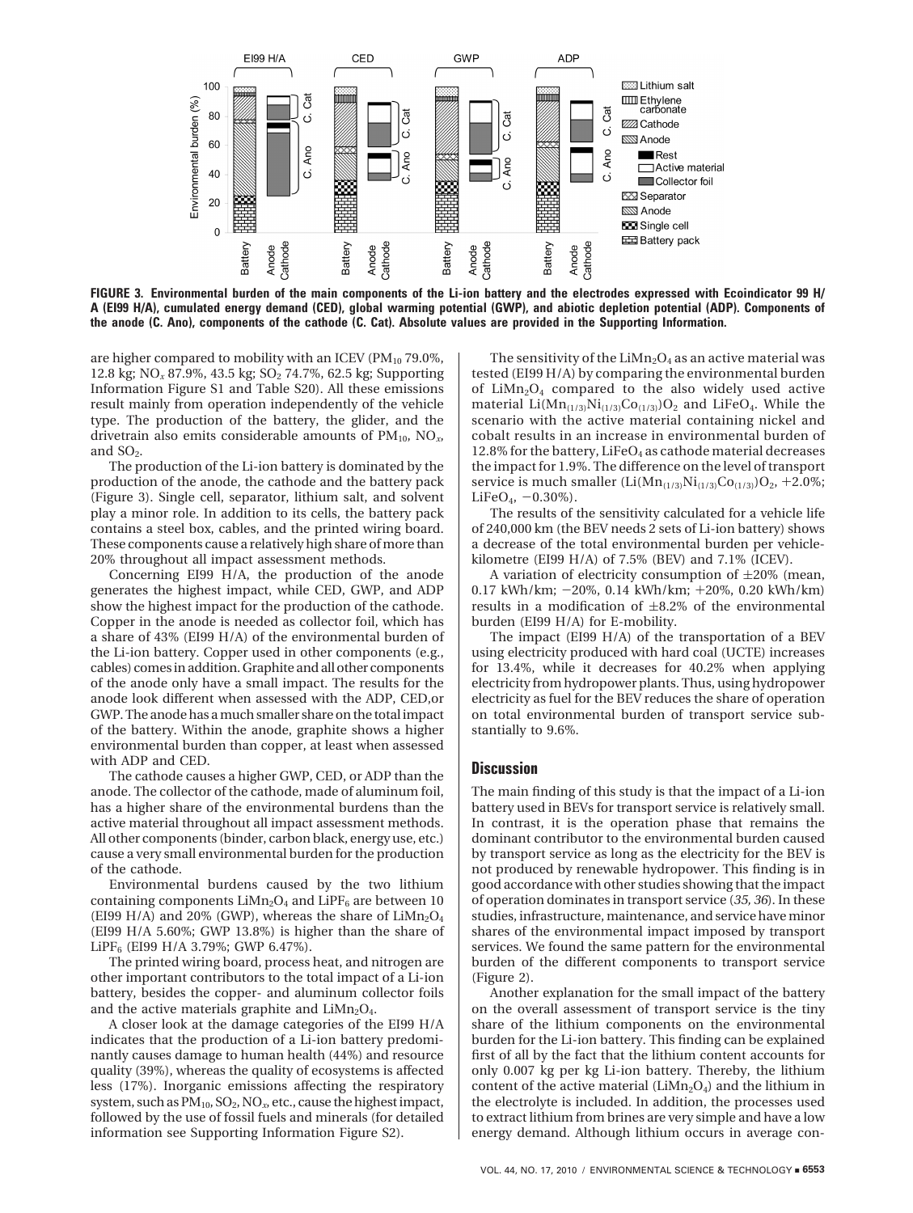EI99 H/A CED GWP ADP

100
80
60
40
20
0

Environmental burden (%)

C. Cat
C. Ano

Battery
Anode
Cathode

Lithium salt
Ethylene carbonate
Cathode
Anode
Rest
Active material
Collector foil
Separator
Anode
Single cell
Battery pack

**FIGURE 3. Environmental burden of the main components of the Li-ion battery and the electrodes expressed with Ecoindicator 99 H/A (EI99 H/A), cumulated energy demand (CED), global warming potential (GWP), and abiotic depletion potential (ADP). Components of the anode (C. Ano), components of the cathode (C. Cat). Absolute values are provided in the Supporting Information.**

are higher compared to mobility with an ICEV ($PM_{10}$ 79.0%, 12.8 kg; $NO_x$ 87.9%, 43.5 kg; $SO_2$ 74.7%, 62.5 kg; Supporting Information Figure S1 and Table S20). All these emissions result mainly from operation independently of the vehicle type. The production of the battery, the glider, and the drivetrain also emits considerable amounts of $PM_{10}$, $NO_x$, and $SO_2$.

The production of the Li-ion battery is dominated by the production of the anode, the cathode and the battery pack (Figure 3). Single cell, separator, lithium salt, and solvent play a minor role. In addition to its cells, the battery pack contains a steel box, cables, and the printed wiring board. These components cause a relatively high share of more than 20% throughout all impact assessment methods.

Concerning EI99 H/A, the production of the anode generates the highest impact, while CED, GWP, and ADP show the highest impact for the production of the cathode. Copper in the anode is needed as collector foil, which has a share of 43% (EI99 H/A) of the environmental burden of the Li-ion battery. Copper used in other components (e.g., cables) comes in addition. Graphite and all other components of the anode only have a small impact. The results for the anode look different when assessed with the ADP, CED,or GWP. The anode has a much smaller share on the total impact of the battery. Within the anode, graphite shows a higher environmental burden than copper, at least when assessed with ADP and CED.

The cathode causes a higher GWP, CED, or ADP than the anode. The collector of the cathode, made of aluminum foil, has a higher share of the environmental burdens than the active material throughout all impact assessment methods. All other components (binder, carbon black, energy use, etc.) cause a very small environmental burden for the production of the cathode.

Environmental burdens caused by the two lithium containing components $LiMn_2O_4$ and $LiPF_6$ are between 10 (EI99 H/A) and 20% (GWP), whereas the share of $LiMn_2O_4$ (EI99 H/A 5.60%; GWP 13.8%) is higher than the share of $LiPF_6$ (EI99 H/A 3.79%; GWP 6.47%).

The printed wiring board, process heat, and nitrogen are other important contributors to the total impact of a Li-ion battery, besides the copper- and aluminum collector foils and the active materials graphite and $LiMn_2O_4$.

A closer look at the damage categories of the EI99 H/A indicates that the production of a Li-ion battery predominantly causes damage to human health (44%) and resource quality (39%), whereas the quality of ecosystems is affected less (17%). Inorganic emissions affecting the respiratory system, such as $PM_{10}$, $SO_2$, $NO_x$, etc., cause the highest impact, followed by the use of fossil fuels and minerals (for detailed information see Supporting Information Figure S2).

The sensitivity of the $LiMn_2O_4$ as an active material was tested (EI99 H/A) by comparing the environmental burden of $LiMn_2O_4$ compared to the also widely used active material $Li(Mn_{(1/3)}Ni_{(1/3)}Co_{(1/3)})O_2$ and $LiFeO_4$. While the scenario with the active material containing nickel and cobalt results in an increase in environmental burden of 12.8% for the battery, $LiFeO_4$ as cathode material decreases the impact for 1.9%. The difference on the level of transport service is much smaller ($Li(Mn_{(1/3)}Ni_{(1/3)}Co_{(1/3)})O_2$, +2.0%; $LiFeO_4$, −0.30%).

The results of the sensitivity calculated for a vehicle life of 240,000 km (the BEV needs 2 sets of Li-ion battery) shows a decrease of the total environmental burden per vehicle-kilometre (EI99 H/A) of 7.5% (BEV) and 7.1% (ICEV).

A variation of electricity consumption of ±20% (mean, 0.17 kWh/km; −20%, 0.14 kWh/km; +20%, 0.20 kWh/km) results in a modification of ±8.2% of the environmental burden (EI99 H/A) for E-mobility.

The impact (EI99 H/A) of the transportation of a BEV using electricity produced with hard coal (UCTE) increases for 13.4%, while it decreases for 40.2% when applying electricity from hydropower plants. Thus, using hydropower electricity as fuel for the BEV reduces the share of operation on total environmental burden of transport service substantially to 9.6%.

## Discussion

The main finding of this study is that the impact of a Li-ion battery used in BEVs for transport service is relatively small. In contrast, it is the operation phase that remains the dominant contributor to the environmental burden caused by transport service as long as the electricity for the BEV is not produced by renewable hydropower. This finding is in good accordance with other studies showing that the impact of operation dominates in transport service (*35, 36*). In these studies, infrastructure, maintenance, and service have minor shares of the environmental impact imposed by transport services. We found the same pattern for the environmental burden of the different components to transport service (Figure 2).

Another explanation for the small impact of the battery on the overall assessment of transport service is the tiny share of the lithium components on the environmental burden for the Li-ion battery. This finding can be explained first of all by the fact that the lithium content accounts for only 0.007 kg per kg Li-ion battery. Thereby, the lithium content of the active material ($LiMn_2O_4$) and the lithium in the electrolyte is included. In addition, the processes used to extract lithium from brines are very simple and have a low energy demand. Although lithium occurs in average con-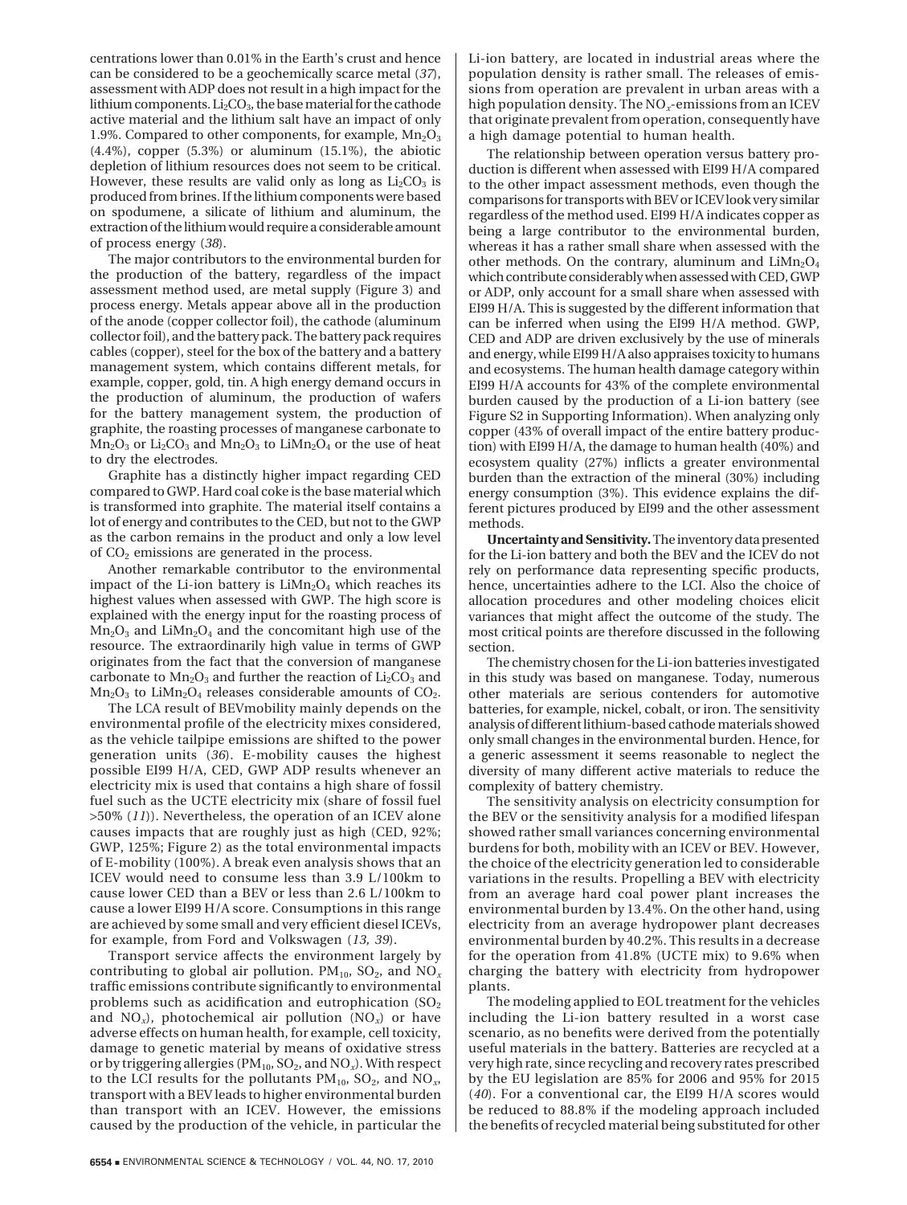centrations lower than 0.01% in the Earth's crust and hence can be considered to be a geochemically scarce metal (*37*), assessment with ADP does not result in a high impact for the lithium components. $Li_2CO_3$, the base material for the cathode active material and the lithium salt have an impact of only 1.9%. Compared to other components, for example, $Mn_2O_3$ (4.4%), copper (5.3%) or aluminum (15.1%), the abiotic depletion of lithium resources does not seem to be critical. However, these results are valid only as long as $Li_2CO_3$ is produced from brines. If the lithium components were based on spodumene, a silicate of lithium and aluminum, the extraction of the lithium would require a considerable amount of process energy (*38*).

The major contributors to the environmental burden for the production of the battery, regardless of the impact assessment method used, are metal supply (Figure 3) and process energy. Metals appear above all in the production of the anode (copper collector foil), the cathode (aluminum collector foil), and the battery pack. The battery pack requires cables (copper), steel for the box of the battery and a battery management system, which contains different metals, for example, copper, gold, tin. A high energy demand occurs in the production of aluminum, the production of wafers for the battery management system, the production of graphite, the roasting processes of manganese carbonate to $Mn_2O_3$ or $Li_2CO_3$ and $Mn_2O_3$ to $LiMn_2O_4$ or the use of heat to dry the electrodes.

Graphite has a distinctly higher impact regarding CED compared to GWP. Hard coal coke is the base material which is transformed into graphite. The material itself contains a lot of energy and contributes to the CED, but not to the GWP as the carbon remains in the product and only a low level of $CO_2$ emissions are generated in the process.

Another remarkable contributor to the environmental impact of the Li-ion battery is $LiMn_2O_4$ which reaches its highest values when assessed with GWP. The high score is explained with the energy input for the roasting process of $Mn_2O_3$ and $LiMn_2O_4$ and the concomitant high use of the resource. The extraordinarily high value in terms of GWP originates from the fact that the conversion of manganese carbonate to $Mn_2O_3$ and further the reaction of $Li_2CO_3$ and $Mn_2O_3$ to $LiMn_2O_4$ releases considerable amounts of $CO_2$.

The LCA result of BEVmobility mainly depends on the environmental profile of the electricity mixes considered, as the vehicle tailpipe emissions are shifted to the power generation units (*36*). E-mobility causes the highest possible EI99 H/A, CED, GWP ADP results whenever an electricity mix is used that contains a high share of fossil fuel such as the UCTE electricity mix (share of fossil fuel >50% (*11*)). Nevertheless, the operation of an ICEV alone causes impacts that are roughly just as high (CED, 92%; GWP, 125%; Figure 2) as the total environmental impacts of E-mobility (100%). A break even analysis shows that an ICEV would need to consume less than 3.9 L/100km to cause lower CED than a BEV or less than 2.6 L/100km to cause a lower EI99 H/A score. Consumptions in this range are achieved by some small and very efficient diesel ICEVs, for example, from Ford and Volkswagen (*13, 39*).

Transport service affects the environment largely by contributing to global air pollution. $PM_{10}$, $SO_2$, and $NO_x$ traffic emissions contribute significantly to environmental problems such as acidification and eutrophication ($SO_2$ and $NO_x$), photochemical air pollution ($NO_x$) or have adverse effects on human health, for example, cell toxicity, damage to genetic material by means of oxidative stress or by triggering allergies ($PM_{10}$, $SO_2$, and $NO_x$). With respect to the LCI results for the pollutants $PM_{10}$, $SO_2$, and $NO_x$, transport with a BEV leads to higher environmental burden than transport with an ICEV. However, the emissions caused by the production of the vehicle, in particular the Li-ion battery, are located in industrial areas where the population density is rather small. The releases of emissions from operation are prevalent in urban areas with a high population density. The $NO_x$-emissions from an ICEV that originate prevalent from operation, consequently have a high damage potential to human health.

The relationship between operation versus battery production is different when assessed with EI99 H/A compared to the other impact assessment methods, even though the comparisons for transports with BEV or ICEV look very similar regardless of the method used. EI99 H/A indicates copper as being a large contributor to the environmental burden, whereas it has a rather small share when assessed with the other methods. On the contrary, aluminum and $LiMn_2O_4$ which contribute considerably when assessed with CED, GWP or ADP, only account for a small share when assessed with EI99 H/A. This is suggested by the different information that can be inferred when using the EI99 H/A method. GWP, CED and ADP are driven exclusively by the use of minerals and energy, while EI99 H/A also appraises toxicity to humans and ecosystems. The human health damage category within EI99 H/A accounts for 43% of the complete environmental burden caused by the production of a Li-ion battery (see Figure S2 in Supporting Information). When analyzing only copper (43% of overall impact of the entire battery production) with EI99 H/A, the damage to human health (40%) and ecosystem quality (27%) inflicts a greater environmental burden than the extraction of the mineral (30%) including energy consumption (3%). This evidence explains the different pictures produced by EI99 and the other assessment methods.

**Uncertainty and Sensitivity.** The inventory data presented for the Li-ion battery and both the BEV and the ICEV do not rely on performance data representing specific products, hence, uncertainties adhere to the LCI. Also the choice of allocation procedures and other modeling choices elicit variances that might affect the outcome of the study. The most critical points are therefore discussed in the following section.

The chemistry chosen for the Li-ion batteries investigated in this study was based on manganese. Today, numerous other materials are serious contenders for automotive batteries, for example, nickel, cobalt, or iron. The sensitivity analysis of different lithium-based cathode materials showed only small changes in the environmental burden. Hence, for a generic assessment it seems reasonable to neglect the diversity of many different active materials to reduce the complexity of battery chemistry.

The sensitivity analysis on electricity consumption for the BEV or the sensitivity analysis for a modified lifespan showed rather small variances concerning environmental burdens for both, mobility with an ICEV or BEV. However, the choice of the electricity generation led to considerable variations in the results. Propelling a BEV with electricity from an average hard coal power plant increases the environmental burden by 13.4%. On the other hand, using electricity from an average hydropower plant decreases environmental burden by 40.2%. This results in a decrease for the operation from 41.8% (UCTE mix) to 9.6% when charging the battery with electricity from hydropower plants.

The modeling applied to EOL treatment for the vehicles including the Li-ion battery resulted in a worst case scenario, as no benefits were derived from the potentially useful materials in the battery. Batteries are recycled at a very high rate, since recycling and recovery rates prescribed by the EU legislation are 85% for 2006 and 95% for 2015 (*40*). For a conventional car, the EI99 H/A scores would be reduced to 88.8% if the modeling approach included the benefits of recycled material being substituted for other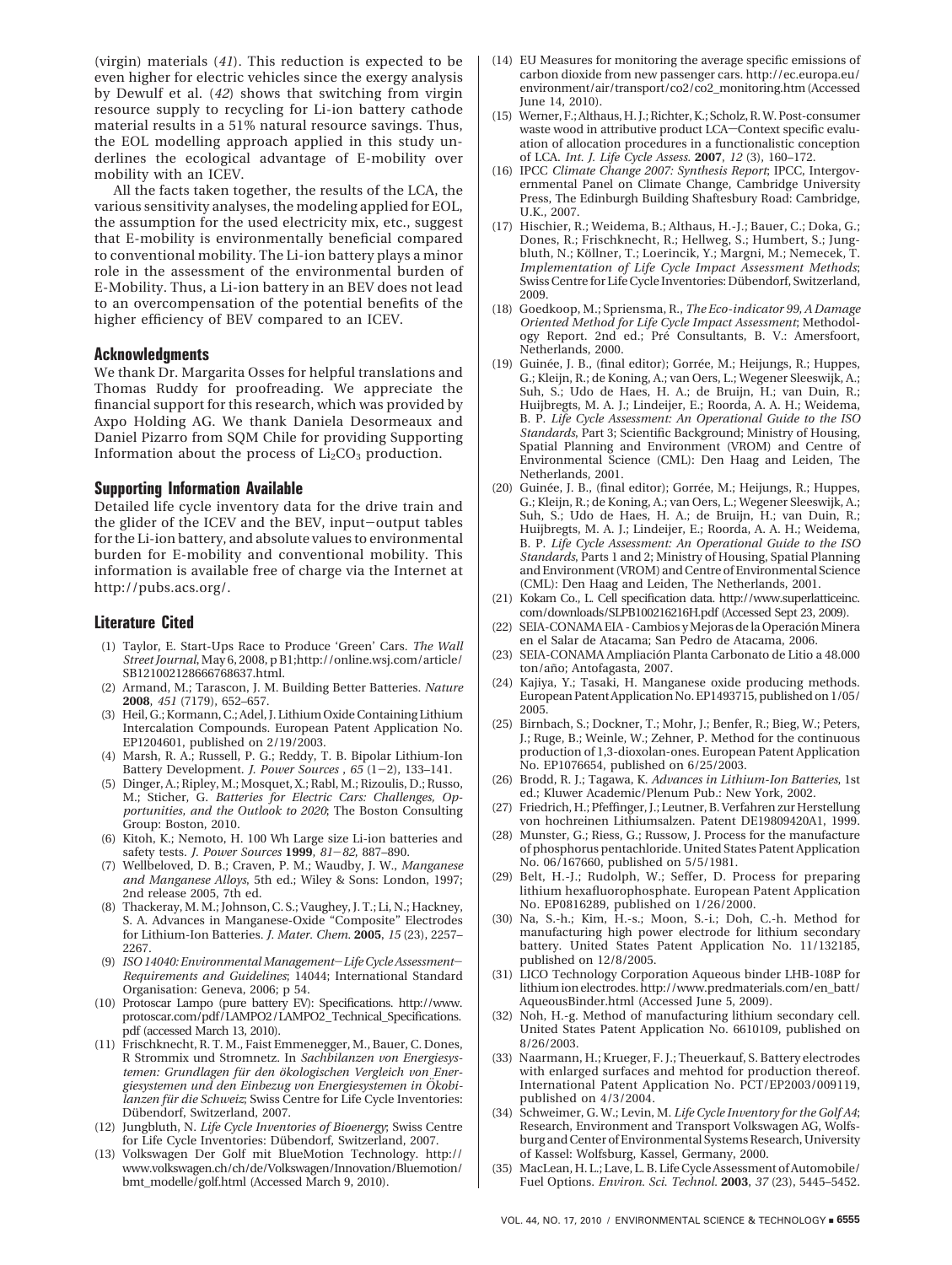(virgin) materials (*41*). This reduction is expected to be even higher for electric vehicles since the exergy analysis by Dewulf et al. (*42*) shows that switching from virgin resource supply to recycling for Li-ion battery cathode material results in a 51% natural resource savings. Thus, the EOL modelling approach applied in this study underlines the ecological advantage of E-mobility over mobility with an ICEV.

All the facts taken together, the results of the LCA, the various sensitivity analyses, the modeling applied for EOL, the assumption for the used electricity mix, etc., suggest that E-mobility is environmentally beneficial compared to conventional mobility. The Li-ion battery plays a minor role in the assessment of the environmental burden of E-Mobility. Thus, a Li-ion battery in an BEV does not lead to an overcompensation of the potential benefits of the higher efficiency of BEV compared to an ICEV.

## Acknowledgments

We thank Dr. Margarita Osses for helpful translations and Thomas Ruddy for proofreading. We appreciate the financial support for this research, which was provided by Axpo Holding AG. We thank Daniela Desormeaux and Daniel Pizarro from SQM Chile for providing Supporting Information about the process of $Li_2CO_3$ production.

## Supporting Information Available

Detailed life cycle inventory data for the drive train and the glider of the ICEV and the BEV, input−output tables for the Li-ion battery, and absolute values to environmental burden for E-mobility and conventional mobility. This information is available free of charge via the Internet at http://pubs.acs.org/.

## Literature Cited

(1) Taylor, E. Start-Ups Race to Produce 'Green' Cars. *The Wall Street Journal*, May 6, 2008, p B1;http://online.wsj.com/article/SB121002128666768637.html.

(2) Armand, M.; Tarascon, J. M. Building Better Batteries. *Nature* **2008**, *451* (7179), 652–657.

(3) Heil, G.; Kormann, C.; Adel, J. Lithium Oxide Containing Lithium Intercalation Compounds. European Patent Application No. EP1204601, published on 2/19/2003.

(4) Marsh, R. A.; Russell, P. G.; Reddy, T. B. Bipolar Lithium-Ion Battery Development. *J. Power Sources* , *65* (1−2), 133–141.

(5) Dinger, A.; Ripley, M.; Mosquet, X.; Rabl, M.; Rizoulis, D.; Russo, M.; Sticher, G. *Batteries for Electric Cars: Challenges, Opportunities, and the Outlook to 2020*; The Boston Consulting Group: Boston, 2010.

(6) Kitoh, K.; Nemoto, H. 100 Wh Large size Li-ion batteries and safety tests. *J. Power Sources* **1999**, *81*−*82*, 887–890.

(7) Wellbeloved, D. B.; Craven, P. M.; Waudby, J. W., *Manganese and Manganese Alloys*, 5th ed.; Wiley & Sons: London, 1997; 2nd release 2005, 7th ed.

(8) Thackeray, M. M.; Johnson, C. S.; Vaughey, J. T.; Li, N.; Hackney, S. A. Advances in Manganese-Oxide "Composite" Electrodes for Lithium-Ion Batteries. *J. Mater. Chem.* **2005**, *15* (23), 2257–2267.

(9) *ISO 14040: Environmental Management*−*Life Cycle Assessment*−*Requirements and Guidelines*; 14044; International Standard Organisation: Geneva, 2006; p 54.

(10) Protoscar Lampo (pure battery EV): Specifications. http://www.protoscar.com/pdf/LAMPO2/LAMPO2_Technical_Specifications.pdf (accessed March 13, 2010).

(11) Frischknecht, R. T. M., Faist Emmenegger, M., Bauer, C. Dones, R Strommix und Stromnetz. In *Sachbilanzen von Energiesystemen: Grundlagen für den ökologischen Vergleich von Energiesystemen und den Einbezug von Energiesystemen in Ökobilanzen für die Schweiz*; Swiss Centre for Life Cycle Inventories: Dübendorf, Switzerland, 2007.

(12) Jungbluth, N. *Life Cycle Inventories of Bioenergy*; Swiss Centre for Life Cycle Inventories: Dübendorf, Switzerland, 2007.

(13) Volkswagen Der Golf mit BlueMotion Technology. http://www.volkswagen.ch/ch/de/Volkswagen/Innovation/Bluemotion/bmt_modelle/golf.html (Accessed March 9, 2010).

(14) EU Measures for monitoring the average specific emissions of carbon dioxide from new passenger cars. http://ec.europa.eu/environment/air/transport/co2/co2_monitoring.htm (Accessed June 14, 2010).

(15) Werner, F.; Althaus, H. J.; Richter, K.; Scholz, R. W. Post-consumer waste wood in attributive product LCA−Context specific evaluation of allocation procedures in a functionalistic conception of LCA. *Int. J. Life Cycle Assess.* **2007**, *12* (3), 160–172.

(16) IPCC *Climate Change 2007: Synthesis Report*; IPCC, Intergovernmental Panel on Climate Change, Cambridge University Press, The Edinburgh Building Shaftesbury Road: Cambridge, U.K., 2007.

(17) Hischier, R.; Weidema, B.; Althaus, H.-J.; Bauer, C.; Doka, G.; Dones, R.; Frischknecht, R.; Hellweg, S.; Humbert, S.; Jungbluth, N.; Köllner, T.; Loerincik, Y.; Margni, M.; Nemecek, T. *Implementation of Life Cycle Impact Assessment Methods*; Swiss Centre for Life Cycle Inventories: Dübendorf, Switzerland, 2009.

(18) Goedkoop, M.; Spriensma, R., *The Eco-indicator 99, A Damage Oriented Method for Life Cycle Impact Assessment*; Methodology Report. 2nd ed.; Pré Consultants, B. V.: Amersfoort, Netherlands, 2000.

(19) Guinée, J. B., (final editor); Gorrée, M.; Heijungs, R.; Huppes, G.; Kleijn, R.; de Koning, A.; van Oers, L.; Wegener Sleeswijk, A.; Suh, S.; Udo de Haes, H. A.; de Bruijn, H.; van Duin, R.; Huijbregts, M. A. J.; Lindeijer, E.; Roorda, A. A. H.; Weidema, B. P. *Life Cycle Assessment: An Operational Guide to the ISO Standards*, Part 3; Scientific Background; Ministry of Housing, Spatial Planning and Environment (VROM) and Centre of Environmental Science (CML): Den Haag and Leiden, The Netherlands, 2001.

(20) Guinée, J. B., (final editor); Gorrée, M.; Heijungs, R.; Huppes, G.; Kleijn, R.; de Koning, A.; van Oers, L.; Wegener Sleeswijk, A.; Suh, S.; Udo de Haes, H. A.; de Bruijn, H.; van Duin, R.; Huijbregts, M. A. J.; Lindeijer, E.; Roorda, A. A. H.; Weidema, B. P. *Life Cycle Assessment: An Operational Guide to the ISO Standards*, Parts 1 and 2; Ministry of Housing, Spatial Planning and Environment (VROM) and Centre of Environmental Science (CML): Den Haag and Leiden, The Netherlands, 2001.

(21) Kokam Co., L. Cell specification data. http://www.superlatticeinc.com/downloads/SLPB100216216H.pdf (Accessed Sept 23, 2009).

(22) SEIA-CONAMA EIA - Cambios y Mejoras de la Operación Minera en el Salar de Atacama; San Pedro de Atacama, 2006.

(23) SEIA-CONAMA Ampliación Planta Carbonato de Litio a 48.000 ton/año; Antofagasta, 2007.

(24) Kajiya, Y.; Tasaki, H. Manganese oxide producing methods. European Patent Application No. EP1493715, published on 1/05/2005.

(25) Birnbach, S.; Dockner, T.; Mohr, J.; Benfer, R.; Bieg, W.; Peters, J.; Ruge, B.; Weinle, W.; Zehner, P. Method for the continuous production of 1,3-dioxolan-ones. European Patent Application No. EP1076654, published on 6/25/2003.

(26) Brodd, R. J.; Tagawa, K. *Advances in Lithium-Ion Batteries*, 1st ed.; Kluwer Academic/Plenum Pub.: New York, 2002.

(27) Friedrich, H.; Pfeffinger, J.; Leutner, B. Verfahren zur Herstellung von hochreinen Lithiumsalzen. Patent DE19809420A1, 1999.

(28) Munster, G.; Riess, G.; Russow, J. Process for the manufacture of phosphorus pentachloride. United States Patent Application No. 06/167660, published on 5/5/1981.

(29) Belt, H.-J.; Rudolph, W.; Seffer, D. Process for preparing lithium hexafluorophosphate. European Patent Application No. EP0816289, published on 1/26/2000.

(30) Na, S.-h.; Kim, H.-s.; Moon, S.-i.; Doh, C.-h. Method for manufacturing high power electrode for lithium secondary battery. United States Patent Application No. 11/132185, published on 12/8/2005.

(31) LICO Technology Corporation Aqueous binder LHB-108P for lithium ion electrodes. http://www.predmaterials.com/en_batt/AqueousBinder.html (Accessed June 5, 2009).

(32) Noh, H.-g. Method of manufacturing lithium secondary cell. United States Patent Application No. 6610109, published on 8/26/2003.

(33) Naarmann, H.; Krueger, F. J.; Theuerkauf, S. Battery electrodes with enlarged surfaces and mehtod for production thereof. International Patent Application No. PCT/EP2003/009119, published on 4/3/2004.

(34) Schweimer, G. W.; Levin, M. *Life Cycle Inventory for the Golf A4*; Research, Environment and Transport Volkswagen AG, Wolfsburg and Center of Environmental Systems Research, University of Kassel: Wolfsburg, Kassel, Germany, 2000.

(35) MacLean, H. L.; Lave, L. B. Life Cycle Assessment of Automobile/Fuel Options. *Environ. Sci. Technol.* **2003**, *37* (23), 5445–5452.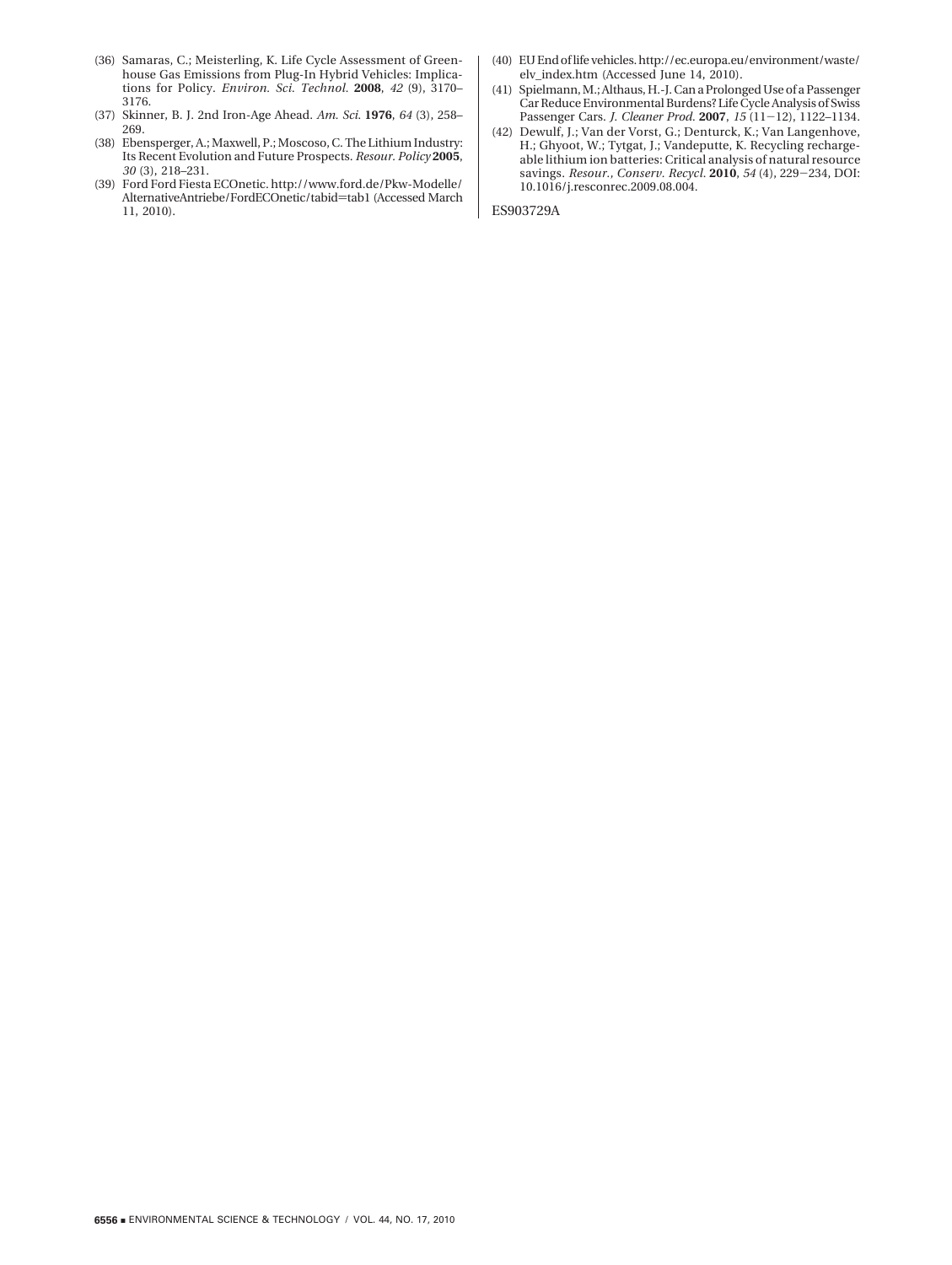(36) Samaras, C.; Meisterling, K. Life Cycle Assessment of Greenhouse Gas Emissions from Plug-In Hybrid Vehicles: Implications for Policy. *Environ. Sci. Technol.* **2008**, *42* (9), 3170–3176.

(37) Skinner, B. J. 2nd Iron-Age Ahead. *Am. Sci.* **1976**, *64* (3), 258–269.

(38) Ebensperger, A.; Maxwell, P.; Moscoso, C. The Lithium Industry: Its Recent Evolution and Future Prospects. *Resour. Policy* **2005**, *30* (3), 218–231.

(39) Ford Ford Fiesta ECOnetic. http://www.ford.de/Pkw-Modelle/AlternativeAntriebe/FordECOnetic/tabid=tab1 (Accessed March 11, 2010).

(40) EU End of life vehicles. http://ec.europa.eu/environment/waste/elv_index.htm (Accessed June 14, 2010).

(41) Spielmann, M.; Althaus, H.-J. Can a Prolonged Use of a Passenger Car Reduce Environmental Burdens? Life Cycle Analysis of Swiss Passenger Cars. *J. Cleaner Prod.* **2007**, *15* (11−12), 1122–1134.

(42) Dewulf, J.; Van der Vorst, G.; Denturck, K.; Van Langenhove, H.; Ghyoot, W.; Tytgat, J.; Vandeputte, K. Recycling rechargeable lithium ion batteries: Critical analysis of natural resource savings. *Resour., Conserv. Recycl.* **2010**, *54* (4), 229−234, DOI: 10.1016/j.resconrec.2009.08.004.

ES903729A